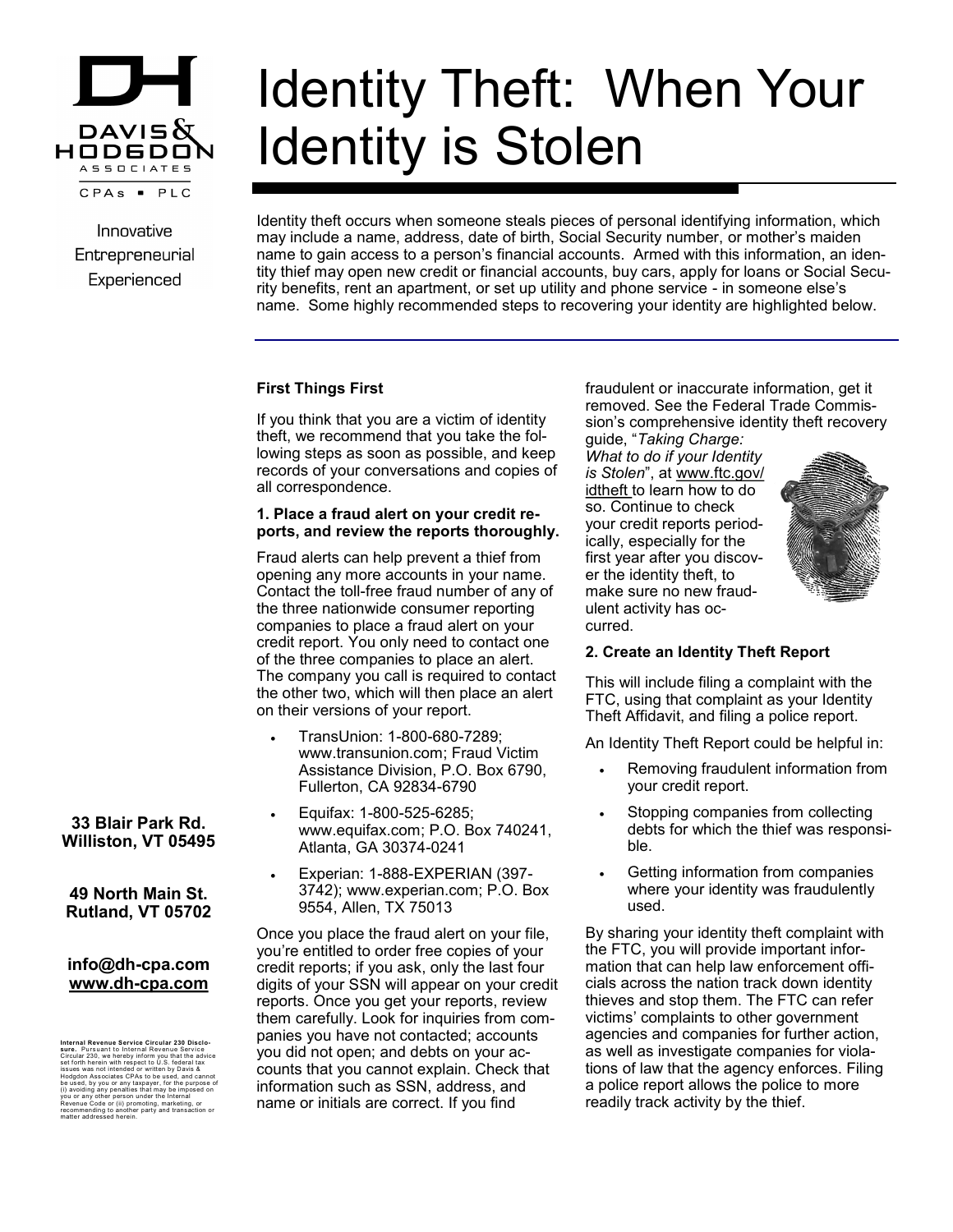DAVIS & HODGDON ASSOCIATES

CPAs ▪ PLC

Innovative
Entrepreneurial
Experienced

# Identity Theft: When Your Identity is Stolen

Identity theft occurs when someone steals pieces of personal identifying information, which may include a name, address, date of birth, Social Security number, or mother's maiden name to gain access to a person's financial accounts. Armed with this information, an identity thief may open new credit or financial accounts, buy cars, apply for loans or Social Security benefits, rent an apartment, or set up utility and phone service - in someone else's name. Some highly recommended steps to recovering your identity are highlighted below.

### First Things First

If you think that you are a victim of identity theft, we recommend that you take the following steps as soon as possible, and keep records of your conversations and copies of all correspondence.

**1. Place a fraud alert on your credit reports, and review the reports thoroughly.**

Fraud alerts can help prevent a thief from opening any more accounts in your name. Contact the toll-free fraud number of any of the three nationwide consumer reporting companies to place a fraud alert on your credit report. You only need to contact one of the three companies to place an alert. The company you call is required to contact the other two, which will then place an alert on their versions of your report.

- TransUnion: 1-800-680-7289; www.transunion.com; Fraud Victim Assistance Division, P.O. Box 6790, Fullerton, CA 92834-6790
- Equifax: 1-800-525-6285; www.equifax.com; P.O. Box 740241, Atlanta, GA 30374-0241
- Experian: 1-888-EXPERIAN (397-3742); www.experian.com; P.O. Box 9554, Allen, TX 75013

Once you place the fraud alert on your file, you're entitled to order free copies of your credit reports; if you ask, only the last four digits of your SSN will appear on your credit reports. Once you get your reports, review them carefully. Look for inquiries from companies you have not contacted; accounts you did not open; and debts on your accounts that you cannot explain. Check that information such as SSN, address, and name or initials are correct. If you find fraudulent or inaccurate information, get it removed. See the Federal Trade Commission's comprehensive identity theft recovery guide, "*Taking Charge: What to do if your Identity is Stolen*", at www.ftc.gov/idtheft to learn how to do so. Continue to check your credit reports periodically, especially for the first year after you discover the identity theft, to make sure no new fraudulent activity has occurred.

**2. Create an Identity Theft Report**

This will include filing a complaint with the FTC, using that complaint as your Identity Theft Affidavit, and filing a police report.

An Identity Theft Report could be helpful in:

- Removing fraudulent information from your credit report.
- Stopping companies from collecting debts for which the thief was responsible.
- Getting information from companies where your identity was fraudulently used.

By sharing your identity theft complaint with the FTC, you will provide important information that can help law enforcement officials across the nation track down identity thieves and stop them. The FTC can refer victims' complaints to other government agencies and companies for further action, as well as investigate companies for violations of law that the agency enforces. Filing a police report allows the police to more readily track activity by the thief.

**33 Blair Park Rd.
Williston, VT 05495**

**49 North Main St.
Rutland, VT 05702**

**info@dh-cpa.com
www.dh-cpa.com**

**Internal Revenue Service Circular 230 Disclosure.** Pursuant to Internal Revenue Service Circular 230, we hereby inform you that the advice set forth herein with respect to U.S. federal tax issues was not intended or written by Davis & Hodgdon Associates CPAs to be used, and cannot be used, by you or any taxpayer, for the purpose of (i) avoiding any penalties that may be imposed on you or any other person under the Internal Revenue Code or (ii) promoting, marketing, or recommending to another party and transaction or matter addressed herein.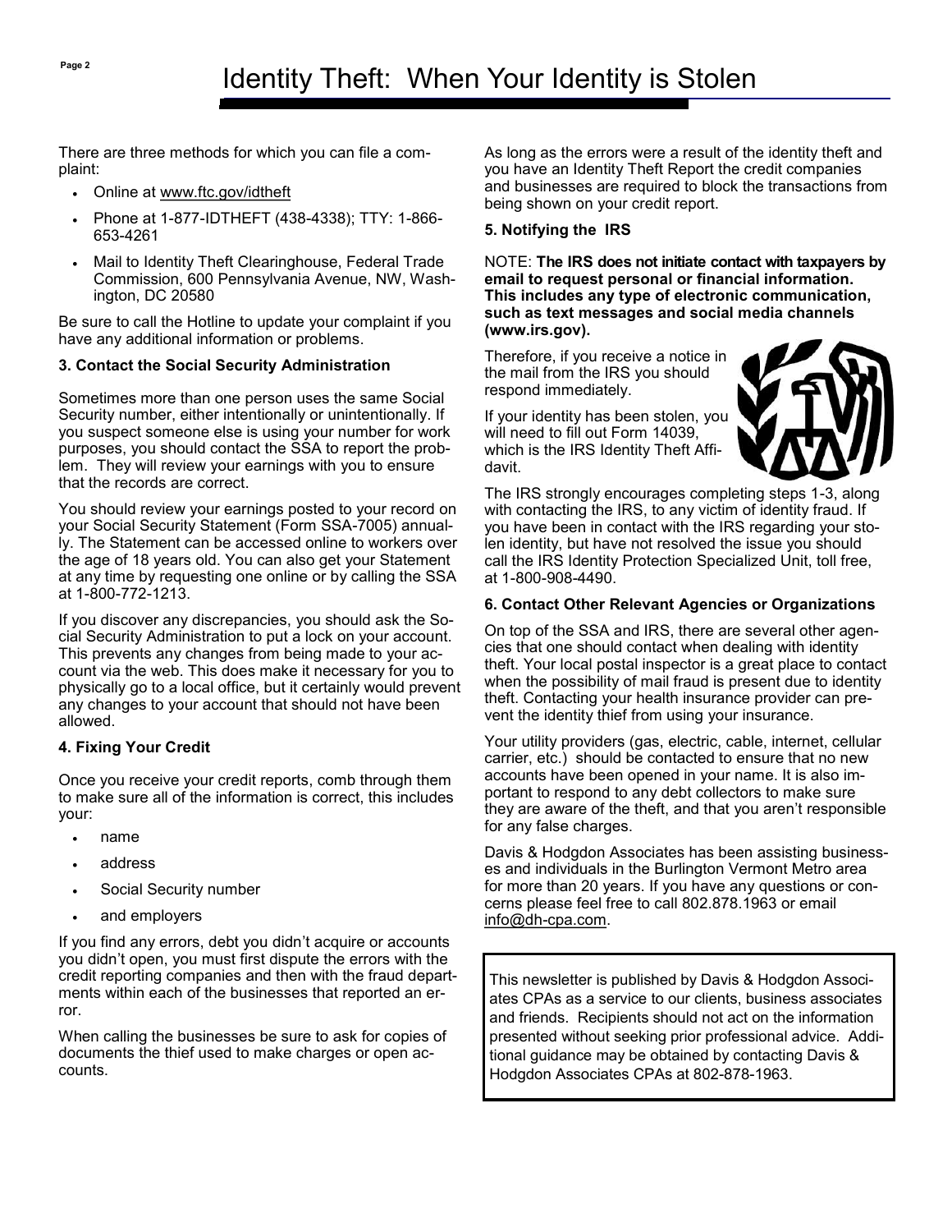# Identity Theft: When Your Identity is Stolen

There are three methods for which you can file a complaint:

- Online at www.ftc.gov/idtheft
- Phone at 1-877-IDTHEFT (438-4338); TTY: 1-866-653-4261
- Mail to Identity Theft Clearinghouse, Federal Trade Commission, 600 Pennsylvania Avenue, NW, Washington, DC 20580

Be sure to call the Hotline to update your complaint if you have any additional information or problems.

### 3. Contact the Social Security Administration

Sometimes more than one person uses the same Social Security number, either intentionally or unintentionally. If you suspect someone else is using your number for work purposes, you should contact the SSA to report the problem. They will review your earnings with you to ensure that the records are correct.

You should review your earnings posted to your record on your Social Security Statement (Form SSA-7005) annually. The Statement can be accessed online to workers over the age of 18 years old. You can also get your Statement at any time by requesting one online or by calling the SSA at 1-800-772-1213.

If you discover any discrepancies, you should ask the Social Security Administration to put a lock on your account. This prevents any changes from being made to your account via the web. This does make it necessary for you to physically go to a local office, but it certainly would prevent any changes to your account that should not have been allowed.

### 4. Fixing Your Credit

Once you receive your credit reports, comb through them to make sure all of the information is correct, this includes your:

- name
- address
- Social Security number
- and employers

If you find any errors, debt you didn't acquire or accounts you didn't open, you must first dispute the errors with the credit reporting companies and then with the fraud departments within each of the businesses that reported an error.

When calling the businesses be sure to ask for copies of documents the thief used to make charges or open accounts.

As long as the errors were a result of the identity theft and you have an Identity Theft Report the credit companies and businesses are required to block the transactions from being shown on your credit report.

### 5. Notifying the IRS

NOTE: **The IRS does not initiate contact with taxpayers by email to request personal or financial information. This includes any type of electronic communication, such as text messages and social media channels (www.irs.gov).**

Therefore, if you receive a notice in the mail from the IRS you should respond immediately.

If your identity has been stolen, you will need to fill out Form 14039, which is the IRS Identity Theft Affidavit.

The IRS strongly encourages completing steps 1-3, along with contacting the IRS, to any victim of identity fraud. If you have been in contact with the IRS regarding your stolen identity, but have not resolved the issue you should call the IRS Identity Protection Specialized Unit, toll free, at 1-800-908-4490.

### 6. Contact Other Relevant Agencies or Organizations

On top of the SSA and IRS, there are several other agencies that one should contact when dealing with identity theft. Your local postal inspector is a great place to contact when the possibility of mail fraud is present due to identity theft. Contacting your health insurance provider can prevent the identity thief from using your insurance.

Your utility providers (gas, electric, cable, internet, cellular carrier, etc.) should be contacted to ensure that no new accounts have been opened in your name. It is also important to respond to any debt collectors to make sure they are aware of the theft, and that you aren't responsible for any false charges.

Davis & Hodgdon Associates has been assisting businesses and individuals in the Burlington Vermont Metro area for more than 20 years. If you have any questions or concerns please feel free to call 802.878.1963 or email info@dh-cpa.com.

This newsletter is published by Davis & Hodgdon Associates CPAs as a service to our clients, business associates and friends. Recipients should not act on the information presented without seeking prior professional advice. Additional guidance may be obtained by contacting Davis & Hodgdon Associates CPAs at 802-878-1963.